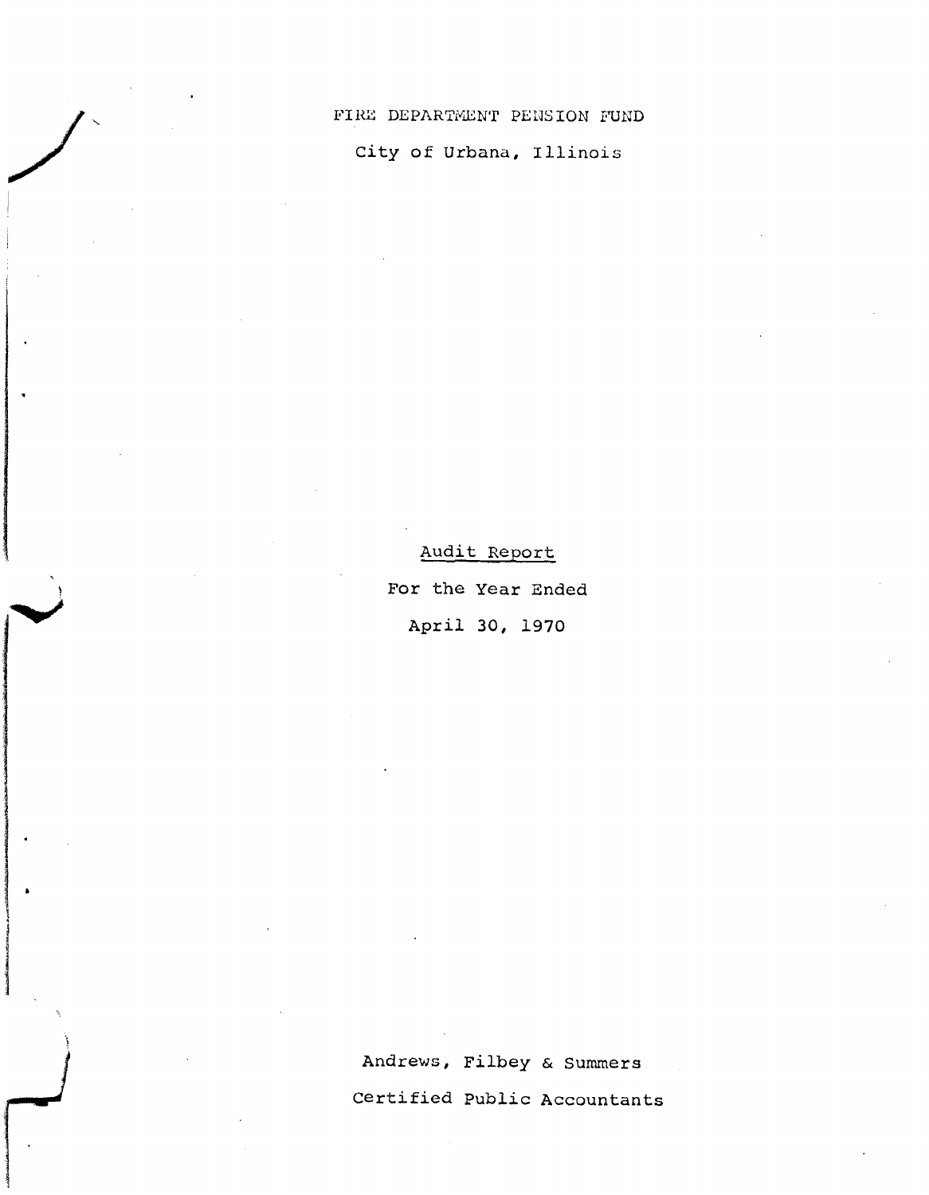# FIRE DEPARTMENT PENSION FUND

# City of Urbana, Illinois

## Audit Report

For the Year Ended

April 30, 1970

Andrews, Filbey & Summers

Certified Public Accountants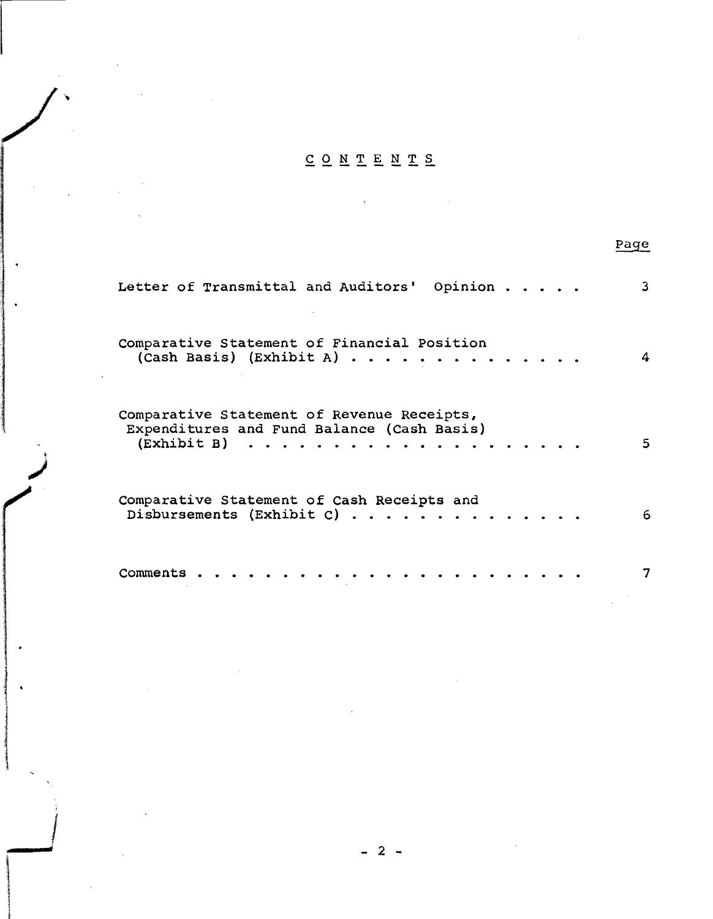# CONTENTS

| | Page |
|---|---|
| Letter of Transmittal and Auditors' Opinion | 3 |
| Comparative Statement of Financial Position (Cash Basis) (Exhibit A) | 4 |
| Comparative Statement of Revenue Receipts, Expenditures and Fund Balance (Cash Basis) (Exhibit B) | 5 |
| Comparative Statement of Cash Receipts and Disbursements (Exhibit C) | 6 |
| Comments | 7 |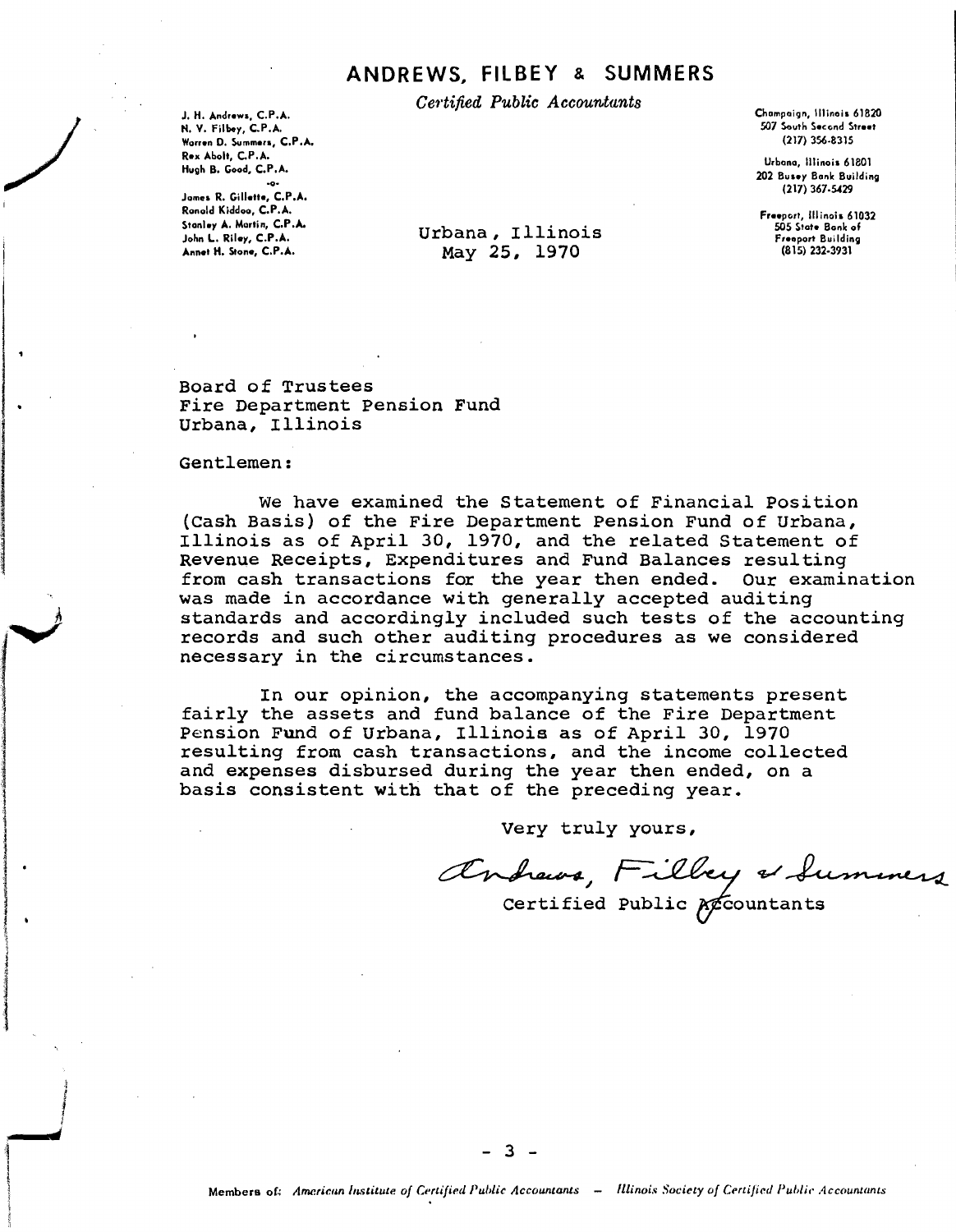# ANDREWS, FILBEY & SUMMERS

*Certified Public Accountants*

J. H. Andrews, C.P.A.
N. V. Filbey, C.P.A.
Warren D. Summers, C.P.A.
Rex Abolt, C.P.A.
Hugh B. Good, C.P.A.
-o-
James R. Gillette, C.P.A.
Ronald Kiddoo, C.P.A.
Stanley A. Martin, C.P.A.
John L. Riley, C.P.A.
Annet H. Stone, C.P.A.

Champaign, Illinois 61820
507 South Second Street
(217) 356-8315

Urbana, Illinois 61801
202 Busey Bank Building
(217) 367-5429

Freeport, Illinois 61032
505 State Bank of Freeport Building
(815) 232-3931

Urbana, Illinois
May 25, 1970

Board of Trustees
Fire Department Pension Fund
Urbana, Illinois

Gentlemen:

We have examined the Statement of Financial Position (Cash Basis) of the Fire Department Pension Fund of Urbana, Illinois as of April 30, 1970, and the related Statement of Revenue Receipts, Expenditures and Fund Balances resulting from cash transactions for the year then ended. Our examination was made in accordance with generally accepted auditing standards and accordingly included such tests of the accounting records and such other auditing procedures as we considered necessary in the circumstances.

In our opinion, the accompanying statements present fairly the assets and fund balance of the Fire Department Pension Fund of Urbana, Illinois as of April 30, 1970 resulting from cash transactions, and the income collected and expenses disbursed during the year then ended, on a basis consistent with that of the preceding year.

Very truly yours,

Andrews, Filbey & Summers
Certified Public Accountants

Members of: *American Institute of Certified Public Accountants* — *Illinois Society of Certified Public Accountants*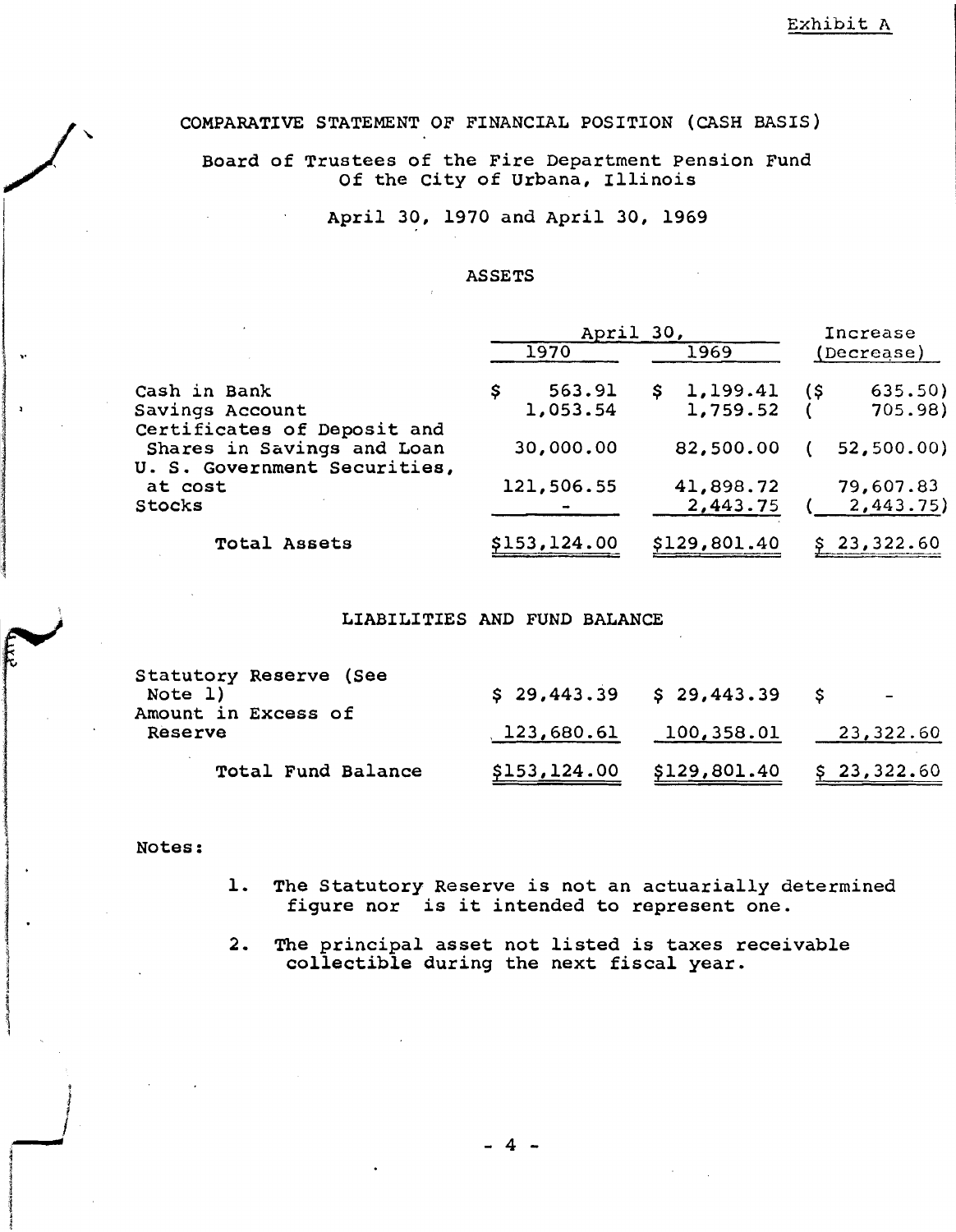Exhibit A

# COMPARATIVE STATEMENT OF FINANCIAL POSITION (CASH BASIS)

## Board of Trustees of the Fire Department Pension Fund Of the City of Urbana, Illinois

### April 30, 1970 and April 30, 1969

### ASSETS

| | April 30, 1970 | April 30, 1969 | Increase (Decrease) |
|---|---|---|---|
| Cash in Bank | $ 563.91 | $ 1,199.41 | ($ 635.50) |
| Savings Account | 1,053.54 | 1,759.52 | ( 705.98) |
| Certificates of Deposit and Shares in Savings and Loan | 30,000.00 | 82,500.00 | ( 52,500.00) |
| U. S. Government Securities, at cost | 121,506.55 | 41,898.72 | 79,607.83 |
| Stocks | - | 2,443.75 | ( 2,443.75) |
| **Total Assets** | $153,124.00 | $129,801.40 | $ 23,322.60 |

### LIABILITIES AND FUND BALANCE

| | April 30, 1970 | April 30, 1969 | Increase (Decrease) |
|---|---|---|---|
| Statutory Reserve (See Note 1) | $ 29,443.39 | $ 29,443.39 | $ - |
| Amount in Excess of Reserve | 123,680.61 | 100,358.01 | 23,322.60 |
| **Total Fund Balance** | $153,124.00 | $129,801.40 | $ 23,322.60 |

Notes:

1. The Statutory Reserve is not an actuarially determined figure nor is it intended to represent one.

2. The principal asset not listed is taxes receivable collectible during the next fiscal year.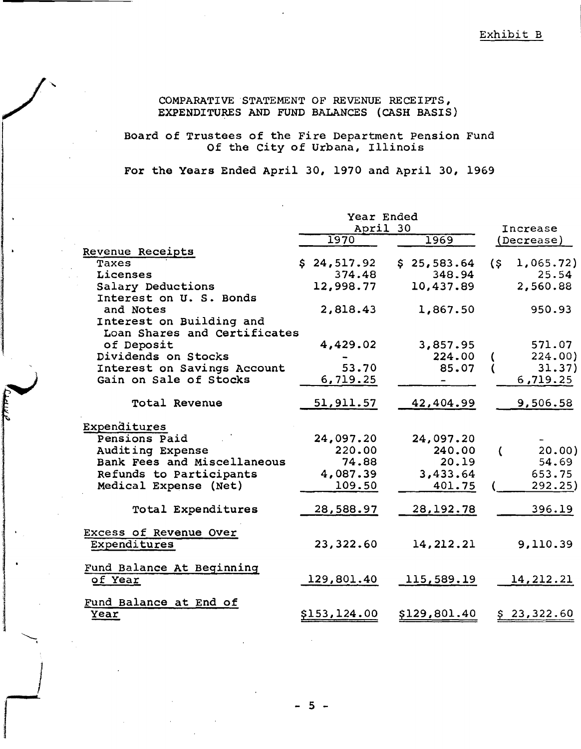Exhibit B

# COMPARATIVE STATEMENT OF REVENUE RECEIPTS, EXPENDITURES AND FUND BALANCES (CASH BASIS)

## Board of Trustees of the Fire Department Pension Fund Of the City of Urbana, Illinois

## For the Years Ended April 30, 1970 and April 30, 1969

| | Year Ended April 30 | | Increase |
|---|---|---|---|
| | 1970 | 1969 | (Decrease) |
| **Revenue Receipts** | | | |
| Taxes | $ 24,517.92 | $ 25,583.64 | ($ 1,065.72) |
| Licenses | 374.48 | 348.94 | 25.54 |
| Salary Deductions | 12,998.77 | 10,437.89 | 2,560.88 |
| Interest on U. S. Bonds and Notes | 2,818.43 | 1,867.50 | 950.93 |
| Interest on Building and Loan Shares and Certificates of Deposit | 4,429.02 | 3,857.95 | 571.07 |
| Dividends on Stocks | - | 224.00 | ( 224.00) |
| Interest on Savings Account | 53.70 | 85.07 | ( 31.37) |
| Gain on Sale of Stocks | 6,719.25 | - | 6,719.25 |
| Total Revenue | 51,911.57 | 42,404.99 | 9,506.58 |
| **Expenditures** | | | |
| Pensions Paid | 24,097.20 | 24,097.20 | - |
| Auditing Expense | 220.00 | 240.00 | ( 20.00) |
| Bank Fees and Miscellaneous | 74.88 | 20.19 | 54.69 |
| Refunds to Participants | 4,087.39 | 3,433.64 | 653.75 |
| Medical Expense (Net) | 109.50 | 401.75 | ( 292.25) |
| Total Expenditures | 28,588.97 | 28,192.78 | 396.19 |
| **Excess of Revenue Over Expenditures** | 23,322.60 | 14,212.21 | 9,110.39 |
| **Fund Balance At Beginning of Year** | 129,801.40 | 115,589.19 | 14,212.21 |
| **Fund Balance at End of Year** | $153,124.00 | $129,801.40 | $ 23,322.60 |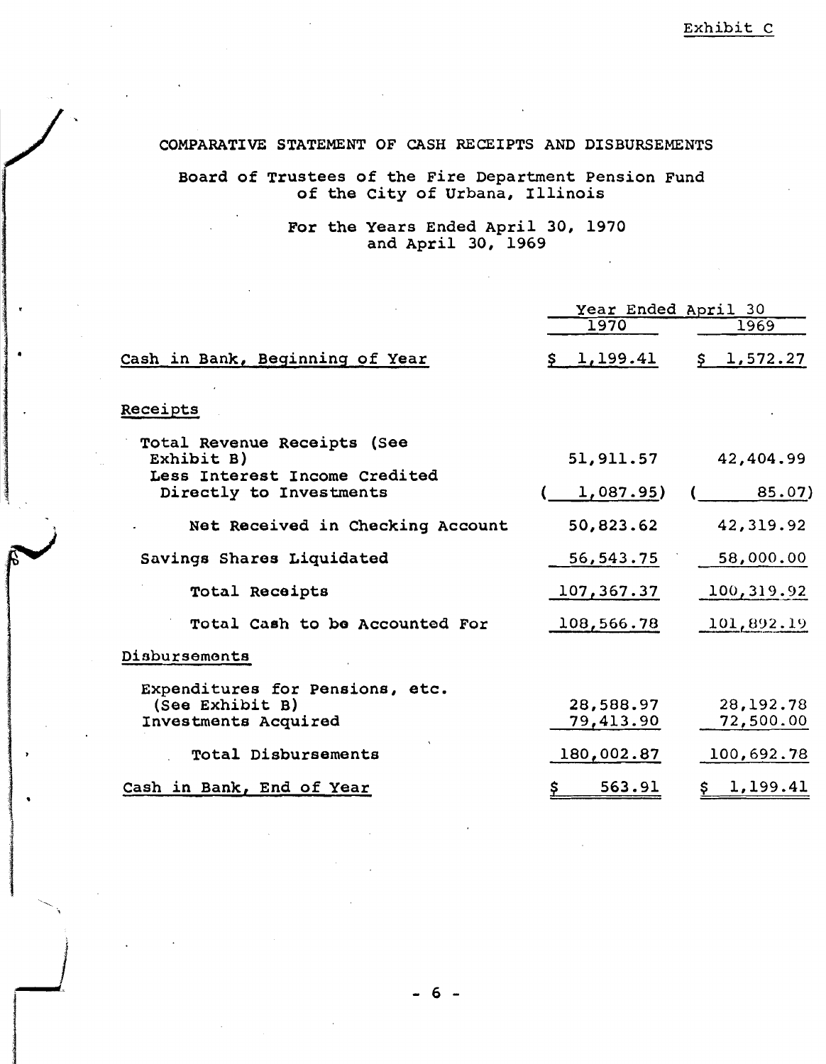Exhibit C

# COMPARATIVE STATEMENT OF CASH RECEIPTS AND DISBURSEMENTS

## Board of Trustees of the Fire Department Pension Fund of the City of Urbana, Illinois

### For the Years Ended April 30, 1970 and April 30, 1969

| | Year Ended April 30 | |
|---|---|---|
| | 1970 | 1969 |
| Cash in Bank, Beginning of Year | $ 1,199.41 | $ 1,572.27 |
| **Receipts** | | |
| Total Revenue Receipts (See Exhibit B) | 51,911.57 | 42,404.99 |
| Less Interest Income Credited Directly to Investments | ( 1,087.95) | ( 85.07) |
| Net Received in Checking Account | 50,823.62 | 42,319.92 |
| Savings Shares Liquidated | 56,543.75 | 58,000.00 |
| Total Receipts | 107,367.37 | 100,319.92 |
| Total Cash to be Accounted For | 108,566.78 | 101,892.19 |
| **Disbursements** | | |
| Expenditures for Pensions, etc. (See Exhibit B) | 28,588.97 | 28,192.78 |
| Investments Acquired | 79,413.90 | 72,500.00 |
| Total Disbursements | 180,002.87 | 100,692.78 |
| Cash in Bank, End of Year | $ 563.91 | $ 1,199.41 |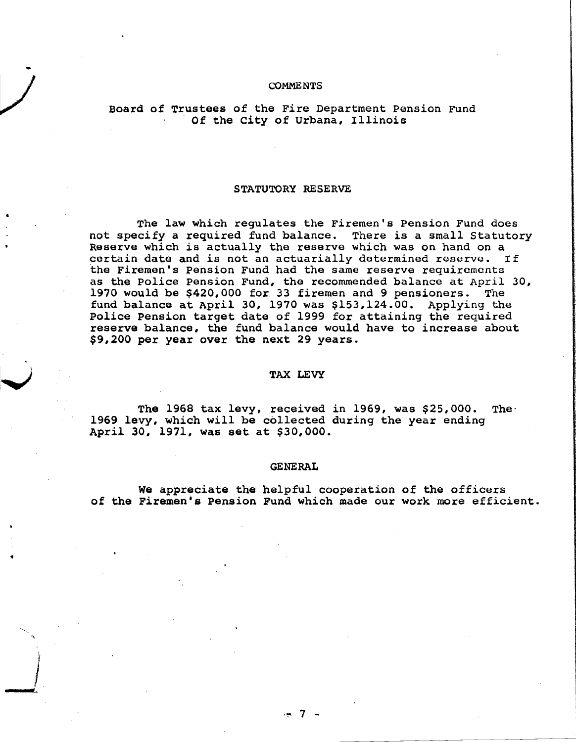# COMMENTS

## Board of Trustees of the Fire Department Pension Fund Of the City of Urbana, Illinois

### STATUTORY RESERVE

The law which regulates the Firemen's Pension Fund does not specify a required fund balance. There is a small Statutory Reserve which is actually the reserve which was on hand on a certain date and is not an actuarially determined reserve. If the Firemen's Pension Fund had the same reserve requirements as the Police Pension Fund, the recommended balance at April 30, 1970 would be $420,000 for 33 firemen and 9 pensioners. The fund balance at April 30, 1970 was $153,124.00. Applying the Police Pension target date of 1999 for attaining the required reserve balance, the fund balance would have to increase about $9,200 per year over the next 29 years.

### TAX LEVY

The 1968 tax levy, received in 1969, was $25,000. The 1969 levy, which will be collected during the year ending April 30, 1971, was set at $30,000.

### GENERAL

We appreciate the helpful cooperation of the officers of the Firemen's Pension Fund which made our work more efficient.